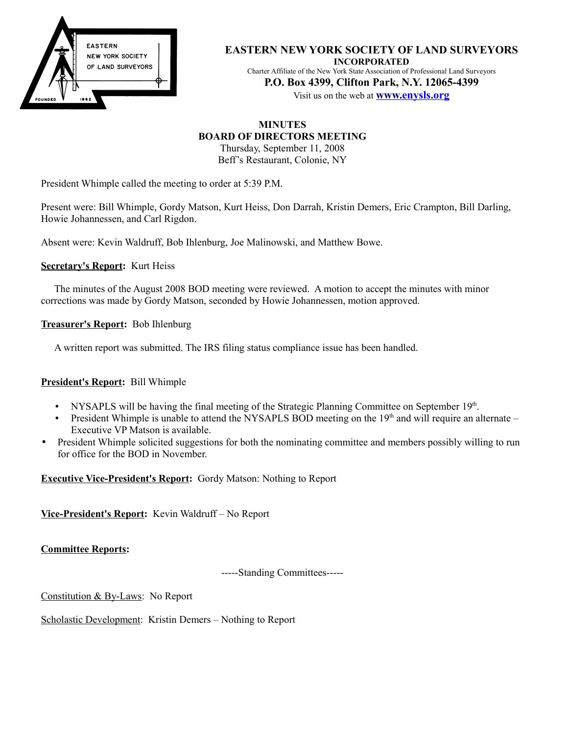# EASTERN NEW YORK SOCIETY OF LAND SURVEYORS

**INCORPORATED**

Charter Affiliate of the New York State Association of Professional Land Surveyors

**P.O. Box 4399, Clifton Park, N.Y. 12065-4399**

Visit us on the web at **www.enysls.org**

## MINUTES
## BOARD OF DIRECTORS MEETING

Thursday, September 11, 2008

Beff's Restaurant, Colonie, NY

President Whimple called the meeting to order at 5:39 P.M.

Present were: Bill Whimple, Gordy Matson, Kurt Heiss, Don Darrah, Kristin Demers, Eric Crampton, Bill Darling, Howie Johannessen, and Carl Rigdon.

Absent were: Kevin Waldruff, Bob Ihlenburg, Joe Malinowski, and Matthew Bowe.

**Secretary's Report:** Kurt Heiss

The minutes of the August 2008 BOD meeting were reviewed. A motion to accept the minutes with minor corrections was made by Gordy Matson, seconded by Howie Johannessen, motion approved.

**Treasurer's Report:** Bob Ihlenburg

A written report was submitted. The IRS filing status compliance issue has been handled.

**President's Report:** Bill Whimple

- NYSAPLS will be having the final meeting of the Strategic Planning Committee on September 19th.
- President Whimple is unable to attend the NYSAPLS BOD meeting on the 19th and will require an alternate – Executive VP Matson is available.
- President Whimple solicited suggestions for both the nominating committee and members possibly willing to run for office for the BOD in November.

**Executive Vice-President's Report:** Gordy Matson: Nothing to Report

**Vice-President's Report:** Kevin Waldruff – No Report

**Committee Reports:**

-----Standing Committees-----

Constitution & By-Laws: No Report

Scholastic Development: Kristin Demers – Nothing to Report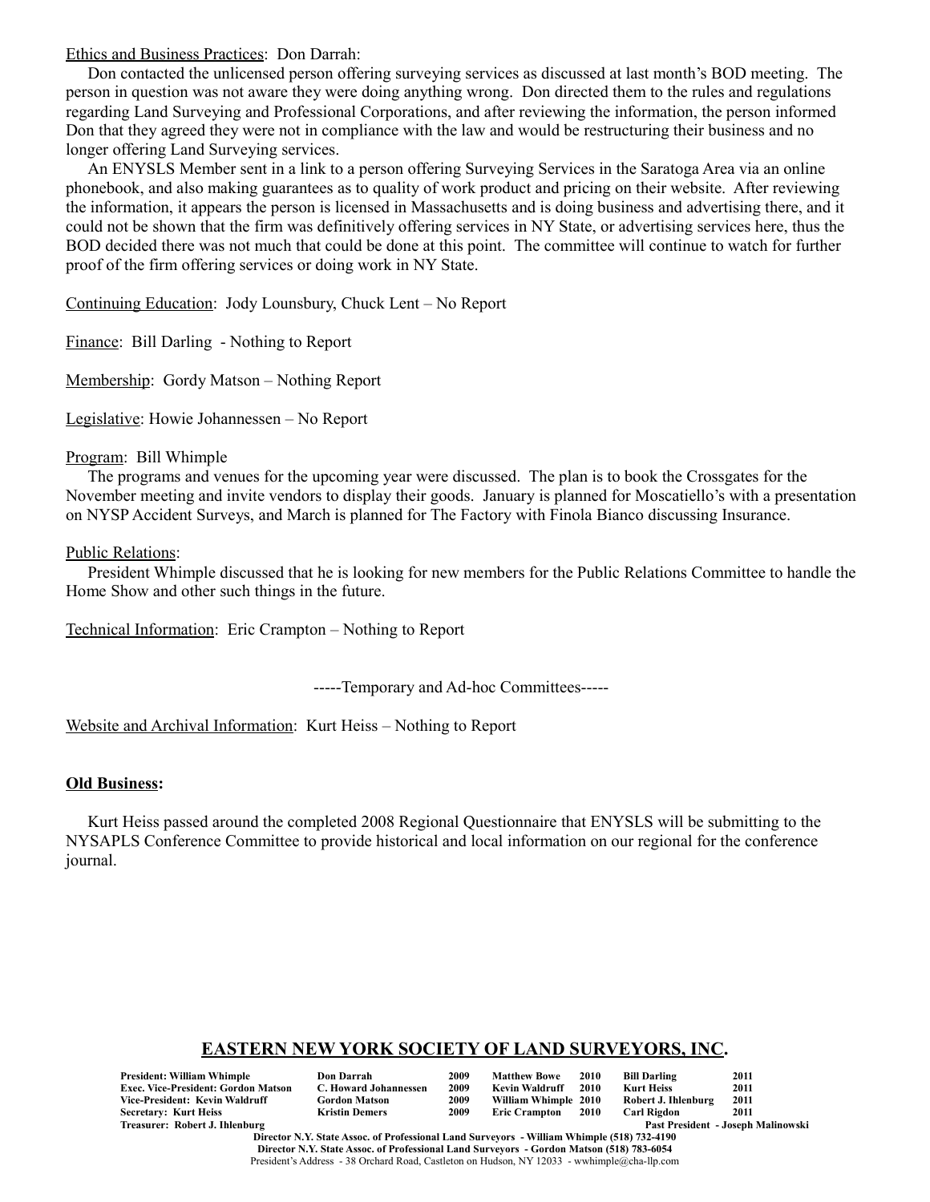Ethics and Business Practices: Don Darrah:

Don contacted the unlicensed person offering surveying services as discussed at last month's BOD meeting. The person in question was not aware they were doing anything wrong. Don directed them to the rules and regulations regarding Land Surveying and Professional Corporations, and after reviewing the information, the person informed Don that they agreed they were not in compliance with the law and would be restructuring their business and no longer offering Land Surveying services.

An ENYSLS Member sent in a link to a person offering Surveying Services in the Saratoga Area via an online phonebook, and also making guarantees as to quality of work product and pricing on their website. After reviewing the information, it appears the person is licensed in Massachusetts and is doing business and advertising there, and it could not be shown that the firm was definitively offering services in NY State, or advertising services here, thus the BOD decided there was not much that could be done at this point. The committee will continue to watch for further proof of the firm offering services or doing work in NY State.

Continuing Education: Jody Lounsbury, Chuck Lent – No Report

Finance: Bill Darling - Nothing to Report

Membership: Gordy Matson – Nothing Report

Legislative: Howie Johannessen – No Report

Program: Bill Whimple

The programs and venues for the upcoming year were discussed. The plan is to book the Crossgates for the November meeting and invite vendors to display their goods. January is planned for Moscatiello's with a presentation on NYSP Accident Surveys, and March is planned for The Factory with Finola Bianco discussing Insurance.

Public Relations:

President Whimple discussed that he is looking for new members for the Public Relations Committee to handle the Home Show and other such things in the future.

Technical Information: Eric Crampton – Nothing to Report

-----Temporary and Ad-hoc Committees-----

Website and Archival Information: Kurt Heiss – Nothing to Report

**Old Business:**

Kurt Heiss passed around the completed 2008 Regional Questionnaire that ENYSLS will be submitting to the NYSAPLS Conference Committee to provide historical and local information on our regional for the conference journal.

## EASTERN NEW YORK SOCIETY OF LAND SURVEYORS, INC.

| | | | | | | |
|---|---|---|---|---|---|---|
| **President: William Whimple** | **Don Darrah** | **2009** | **Matthew Bowe** | **2010** | **Bill Darling** | **2011** |
| **Exec. Vice-President: Gordon Matson** | **C. Howard Johannessen** | **2009** | **Kevin Waldruff** | **2010** | **Kurt Heiss** | **2011** |
| **Vice-President: Kevin Waldruff** | **Gordon Matson** | **2009** | **William Whimple** | **2010** | **Robert J. Ihlenburg** | **2011** |
| **Secretary: Kurt Heiss** | **Kristin Demers** | **2009** | **Eric Crampton** | **2010** | **Carl Rigdon** | **2011** |
| **Treasurer: Robert J. Ihlenburg** | | | | | **Past President - Joseph Malinowski** | |

**Director N.Y. State Assoc. of Professional Land Surveyors - William Whimple (518) 732-4190**
**Director N.Y. State Assoc. of Professional Land Surveyors - Gordon Matson (518) 783-6054**
President's Address - 38 Orchard Road, Castleton on Hudson, NY 12033 - wwhimple@cha-llp.com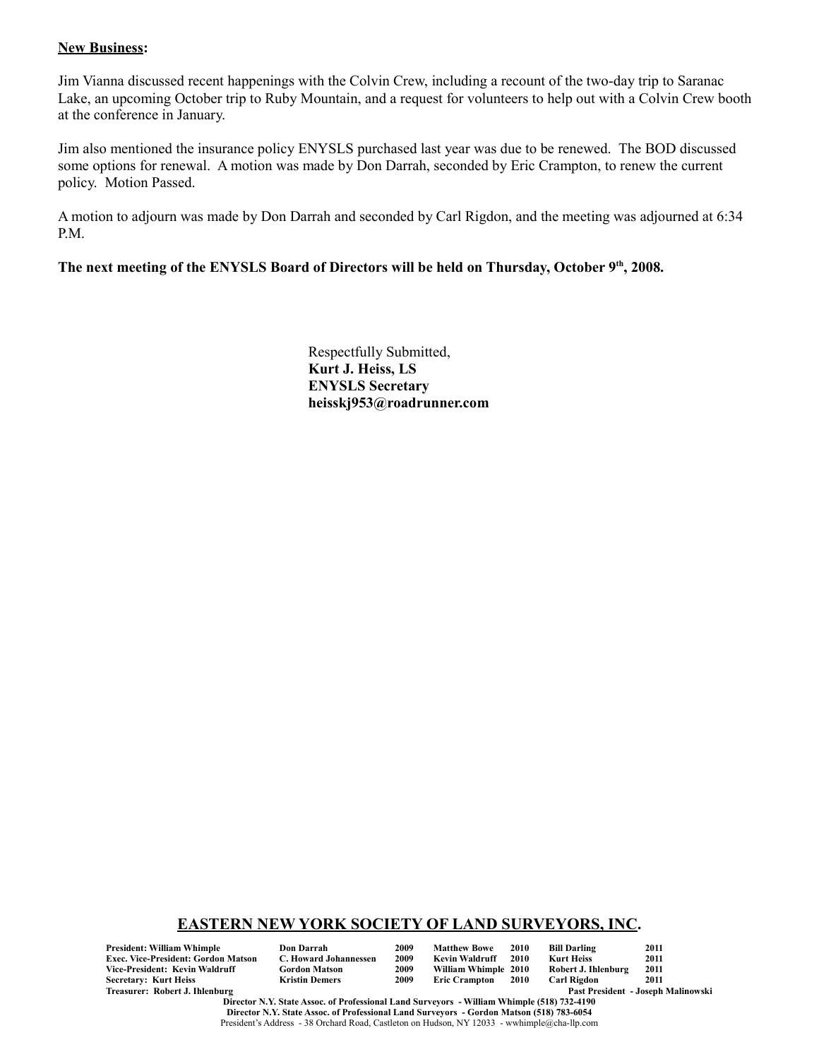**New Business:**

Jim Vianna discussed recent happenings with the Colvin Crew, including a recount of the two-day trip to Saranac Lake, an upcoming October trip to Ruby Mountain, and a request for volunteers to help out with a Colvin Crew booth at the conference in January.

Jim also mentioned the insurance policy ENYSLS purchased last year was due to be renewed. The BOD discussed some options for renewal. A motion was made by Don Darrah, seconded by Eric Crampton, to renew the current policy. Motion Passed.

A motion to adjourn was made by Don Darrah and seconded by Carl Rigdon, and the meeting was adjourned at 6:34 P.M.

**The next meeting of the ENYSLS Board of Directors will be held on Thursday, October 9th, 2008.**

Respectfully Submitted,
**Kurt J. Heiss, LS**
**ENYSLS Secretary**
**heisskj953@roadrunner.com**

## EASTERN NEW YORK SOCIETY OF LAND SURVEYORS, INC.

| | | | | | | | |
|---|---|---|---|---|---|---|---|
| **President: William Whimple** | **Don Darrah** | **2009** | **Matthew Bowe** | **2010** | **Bill Darling** | **2011** |
| **Exec. Vice-President: Gordon Matson** | **C. Howard Johannessen** | **2009** | **Kevin Waldruff** | **2010** | **Kurt Heiss** | **2011** |
| **Vice-President: Kevin Waldruff** | **Gordon Matson** | **2009** | **William Whimple** | **2010** | **Robert J. Ihlenburg** | **2011** |
| **Secretary: Kurt Heiss** | **Kristin Demers** | **2009** | **Eric Crampton** | **2010** | **Carl Rigdon** | **2011** |
| **Treasurer: Robert J. Ihlenburg** | | | | | **Past President - Joseph Malinowski** | |

**Director N.Y. State Assoc. of Professional Land Surveyors - William Whimple (518) 732-4190**
**Director N.Y. State Assoc. of Professional Land Surveyors - Gordon Matson (518) 783-6054**
President's Address - 38 Orchard Road, Castleton on Hudson, NY 12033 - wwhimple@cha-llp.com